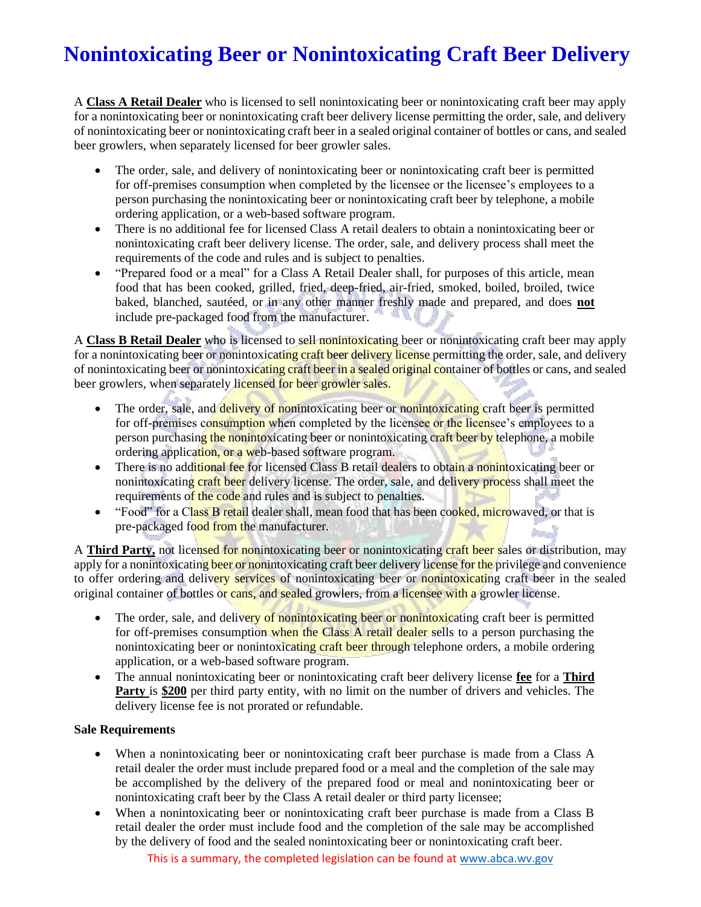# Nonintoxicating Beer or Nonintoxicating Craft Beer Delivery

A **Class A Retail Dealer** who is licensed to sell nonintoxicating beer or nonintoxicating craft beer may apply for a nonintoxicating beer or nonintoxicating craft beer delivery license permitting the order, sale, and delivery of nonintoxicating beer or nonintoxicating craft beer in a sealed original container of bottles or cans, and sealed beer growlers, when separately licensed for beer growler sales.

- The order, sale, and delivery of nonintoxicating beer or nonintoxicating craft beer is permitted for off-premises consumption when completed by the licensee or the licensee's employees to a person purchasing the nonintoxicating beer or nonintoxicating craft beer by telephone, a mobile ordering application, or a web-based software program.
- There is no additional fee for licensed Class A retail dealers to obtain a nonintoxicating beer or nonintoxicating craft beer delivery license. The order, sale, and delivery process shall meet the requirements of the code and rules and is subject to penalties.
- "Prepared food or a meal" for a Class A Retail Dealer shall, for purposes of this article, mean food that has been cooked, grilled, fried, deep-fried, air-fried, smoked, boiled, broiled, twice baked, blanched, sautéed, or in any other manner freshly made and prepared, and does **not** include pre-packaged food from the manufacturer.

A **Class B Retail Dealer** who is licensed to sell nonintoxicating beer or nonintoxicating craft beer may apply for a nonintoxicating beer or nonintoxicating craft beer delivery license permitting the order, sale, and delivery of nonintoxicating beer or nonintoxicating craft beer in a sealed original container of bottles or cans, and sealed beer growlers, when separately licensed for beer growler sales.

- The order, sale, and delivery of nonintoxicating beer or nonintoxicating craft beer is permitted for off-premises consumption when completed by the licensee or the licensee's employees to a person purchasing the nonintoxicating beer or nonintoxicating craft beer by telephone, a mobile ordering application, or a web-based software program.
- There is no additional fee for licensed Class B retail dealers to obtain a nonintoxicating beer or nonintoxicating craft beer delivery license. The order, sale, and delivery process shall meet the requirements of the code and rules and is subject to penalties.
- "Food" for a Class B retail dealer shall, mean food that has been cooked, microwaved, or that is pre-packaged food from the manufacturer.

A **Third Party,** not licensed for nonintoxicating beer or nonintoxicating craft beer sales or distribution, may apply for a nonintoxicating beer or nonintoxicating craft beer delivery license for the privilege and convenience to offer ordering and delivery services of nonintoxicating beer or nonintoxicating craft beer in the sealed original container of bottles or cans, and sealed growlers, from a licensee with a growler license.

- The order, sale, and delivery of nonintoxicating beer or nonintoxicating craft beer is permitted for off-premises consumption when the Class A retail dealer sells to a person purchasing the nonintoxicating beer or nonintoxicating craft beer through telephone orders, a mobile ordering application, or a web-based software program.
- The annual nonintoxicating beer or nonintoxicating craft beer delivery license **fee** for a **Third Party** is **$200** per third party entity, with no limit on the number of drivers and vehicles. The delivery license fee is not prorated or refundable.

**Sale Requirements**

- When a nonintoxicating beer or nonintoxicating craft beer purchase is made from a Class A retail dealer the order must include prepared food or a meal and the completion of the sale may be accomplished by the delivery of the prepared food or meal and nonintoxicating beer or nonintoxicating craft beer by the Class A retail dealer or third party licensee;
- When a nonintoxicating beer or nonintoxicating craft beer purchase is made from a Class B retail dealer the order must include food and the completion of the sale may be accomplished by the delivery of food and the sealed nonintoxicating beer or nonintoxicating craft beer.

This is a summary, the completed legislation can be found at www.abca.wv.gov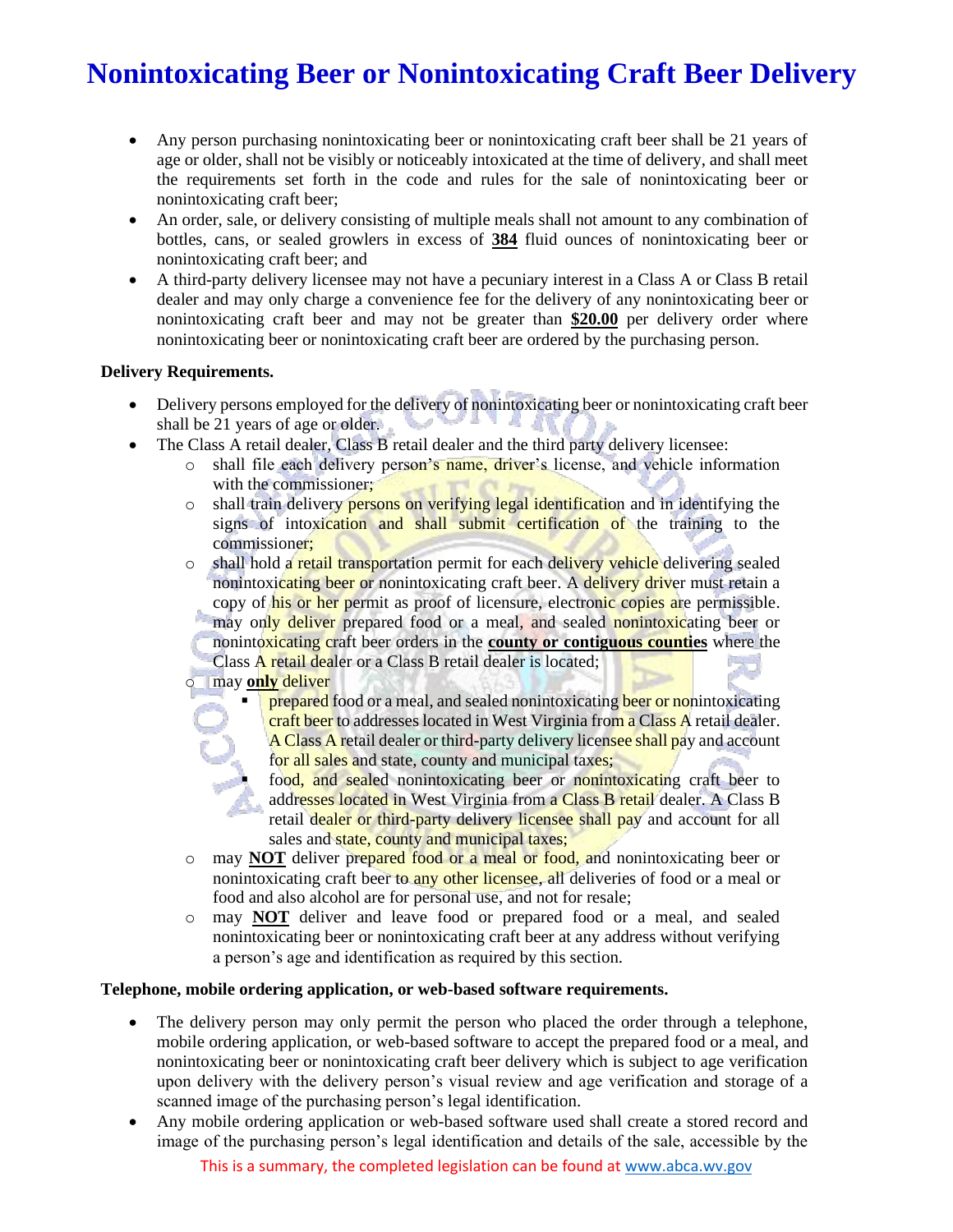# Nonintoxicating Beer or Nonintoxicating Craft Beer Delivery

- Any person purchasing nonintoxicating beer or nonintoxicating craft beer shall be 21 years of age or older, shall not be visibly or noticeably intoxicated at the time of delivery, and shall meet the requirements set forth in the code and rules for the sale of nonintoxicating beer or nonintoxicating craft beer;
- An order, sale, or delivery consisting of multiple meals shall not amount to any combination of bottles, cans, or sealed growlers in excess of **384** fluid ounces of nonintoxicating beer or nonintoxicating craft beer; and
- A third-party delivery licensee may not have a pecuniary interest in a Class A or Class B retail dealer and may only charge a convenience fee for the delivery of any nonintoxicating beer or nonintoxicating craft beer and may not be greater than **$20.00** per delivery order where nonintoxicating beer or nonintoxicating craft beer are ordered by the purchasing person.

**Delivery Requirements.**

- Delivery persons employed for the delivery of nonintoxicating beer or nonintoxicating craft beer shall be 21 years of age or older.
- The Class A retail dealer, Class B retail dealer and the third party delivery licensee:
  - shall file each delivery person's name, driver's license, and vehicle information with the commissioner;
  - shall train delivery persons on verifying legal identification and in identifying the signs of intoxication and shall submit certification of the training to the commissioner;
  - shall hold a retail transportation permit for each delivery vehicle delivering sealed nonintoxicating beer or nonintoxicating craft beer. A delivery driver must retain a copy of his or her permit as proof of licensure, electronic copies are permissible. may only deliver prepared food or a meal, and sealed nonintoxicating beer or nonintoxicating craft beer orders in the **county or contiguous counties** where the Class A retail dealer or a Class B retail dealer is located;
  - may **only** deliver
    - prepared food or a meal, and sealed nonintoxicating beer or nonintoxicating craft beer to addresses located in West Virginia from a Class A retail dealer. A Class A retail dealer or third-party delivery licensee shall pay and account for all sales and state, county and municipal taxes;
    - food, and sealed nonintoxicating beer or nonintoxicating craft beer to addresses located in West Virginia from a Class B retail dealer. A Class B retail dealer or third-party delivery licensee shall pay and account for all sales and state, county and municipal taxes;
  - may **NOT** deliver prepared food or a meal or food, and nonintoxicating beer or nonintoxicating craft beer to any other licensee, all deliveries of food or a meal or food and also alcohol are for personal use, and not for resale;
  - may **NOT** deliver and leave food or prepared food or a meal, and sealed nonintoxicating beer or nonintoxicating craft beer at any address without verifying a person's age and identification as required by this section.

**Telephone, mobile ordering application, or web-based software requirements.**

- The delivery person may only permit the person who placed the order through a telephone, mobile ordering application, or web-based software to accept the prepared food or a meal, and nonintoxicating beer or nonintoxicating craft beer delivery which is subject to age verification upon delivery with the delivery person's visual review and age verification and storage of a scanned image of the purchasing person's legal identification.
- Any mobile ordering application or web-based software used shall create a stored record and image of the purchasing person's legal identification and details of the sale, accessible by the

This is a summary, the completed legislation can be found at www.abca.wv.gov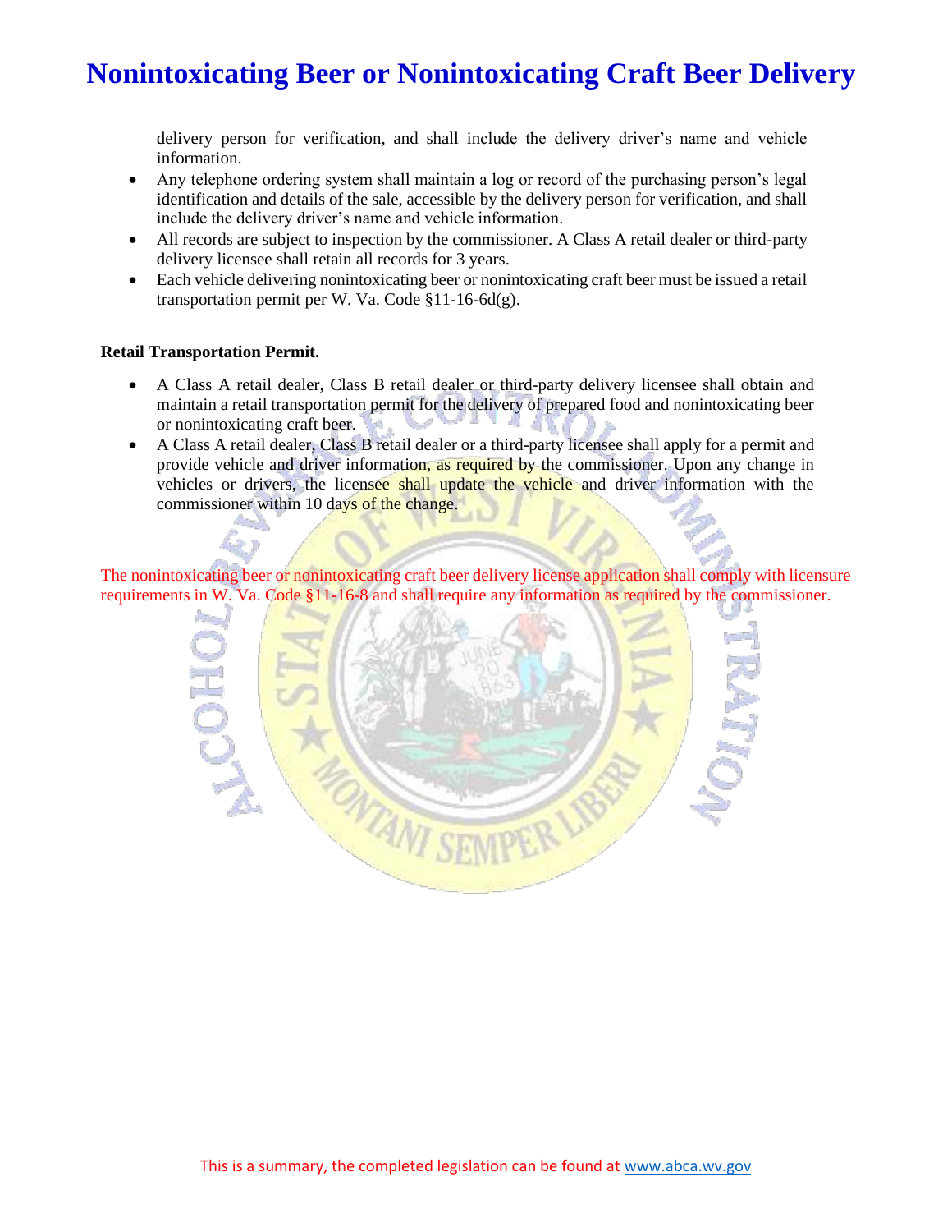delivery person for verification, and shall include the delivery driver's name and vehicle information.

- Any telephone ordering system shall maintain a log or record of the purchasing person's legal identification and details of the sale, accessible by the delivery person for verification, and shall include the delivery driver's name and vehicle information.
- All records are subject to inspection by the commissioner. A Class A retail dealer or third-party delivery licensee shall retain all records for 3 years.
- Each vehicle delivering nonintoxicating beer or nonintoxicating craft beer must be issued a retail transportation permit per W. Va. Code §11-16-6d(g).

**Retail Transportation Permit.**

- A Class A retail dealer, Class B retail dealer or third-party delivery licensee shall obtain and maintain a retail transportation permit for the delivery of prepared food and nonintoxicating beer or nonintoxicating craft beer.
- A Class A retail dealer, Class B retail dealer or a third-party licensee shall apply for a permit and provide vehicle and driver information, as required by the commissioner. Upon any change in vehicles or drivers, the licensee shall update the vehicle and driver information with the commissioner within 10 days of the change.

The nonintoxicating beer or nonintoxicating craft beer delivery license application shall comply with licensure requirements in W. Va. Code §11-16-8 and shall require any information as required by the commissioner.